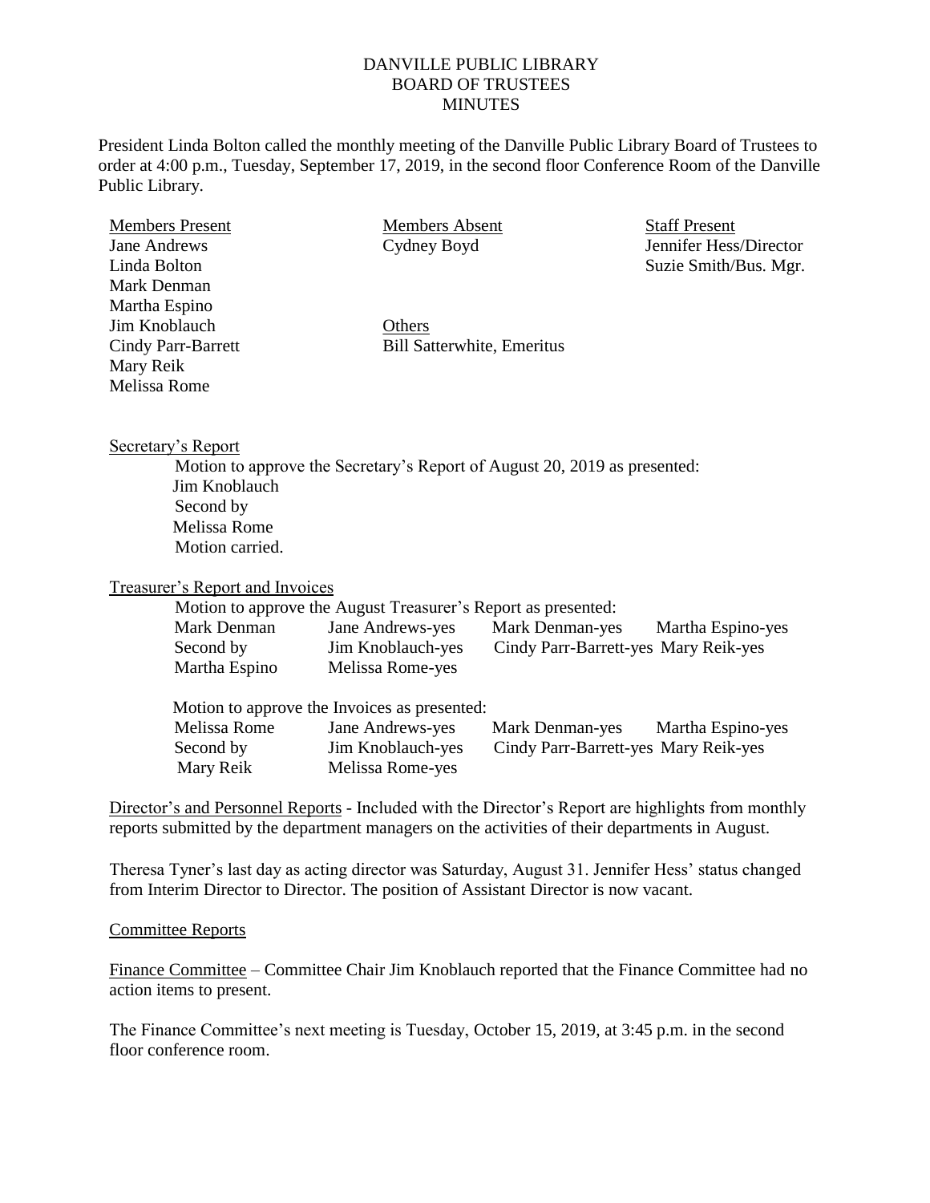# DANVILLE PUBLIC LIBRARY
## BOARD OF TRUSTEES
## MINUTES

President Linda Bolton called the monthly meeting of the Danville Public Library Board of Trustees to order at 4:00 p.m., Tuesday, September 17, 2019, in the second floor Conference Room of the Danville Public Library.

| Members Present | Members Absent | Staff Present |
|---|---|---|
| Jane Andrews | Cydney Boyd | Jennifer Hess/Director |
| Linda Bolton | | Suzie Smith/Bus. Mgr. |
| Mark Denman | | |
| Martha Espino | | |
| Jim Knoblauch | Others | |
| Cindy Parr-Barrett | Bill Satterwhite, Emeritus | |
| Mary Reik | | |
| Melissa Rome | | |

Secretary's Report

Motion to approve the Secretary's Report of August 20, 2019 as presented:
Jim Knoblauch
Second by
Melissa Rome
Motion carried.

Treasurer's Report and Invoices

Motion to approve the August Treasurer's Report as presented:

| | | | |
|---|---|---|---|
| Mark Denman | Jane Andrews-yes | Mark Denman-yes | Martha Espino-yes |
| Second by | Jim Knoblauch-yes | Cindy Parr-Barrett-yes | Mary Reik-yes |
| Martha Espino | Melissa Rome-yes | | |

Motion to approve the Invoices as presented:

| | | | |
|---|---|---|---|
| Melissa Rome | Jane Andrews-yes | Mark Denman-yes | Martha Espino-yes |
| Second by | Jim Knoblauch-yes | Cindy Parr-Barrett-yes | Mary Reik-yes |
| Mary Reik | Melissa Rome-yes | | |

Director's and Personnel Reports - Included with the Director's Report are highlights from monthly reports submitted by the department managers on the activities of their departments in August.

Theresa Tyner's last day as acting director was Saturday, August 31. Jennifer Hess' status changed from Interim Director to Director. The position of Assistant Director is now vacant.

Committee Reports

Finance Committee – Committee Chair Jim Knoblauch reported that the Finance Committee had no action items to present.

The Finance Committee's next meeting is Tuesday, October 15, 2019, at 3:45 p.m. in the second floor conference room.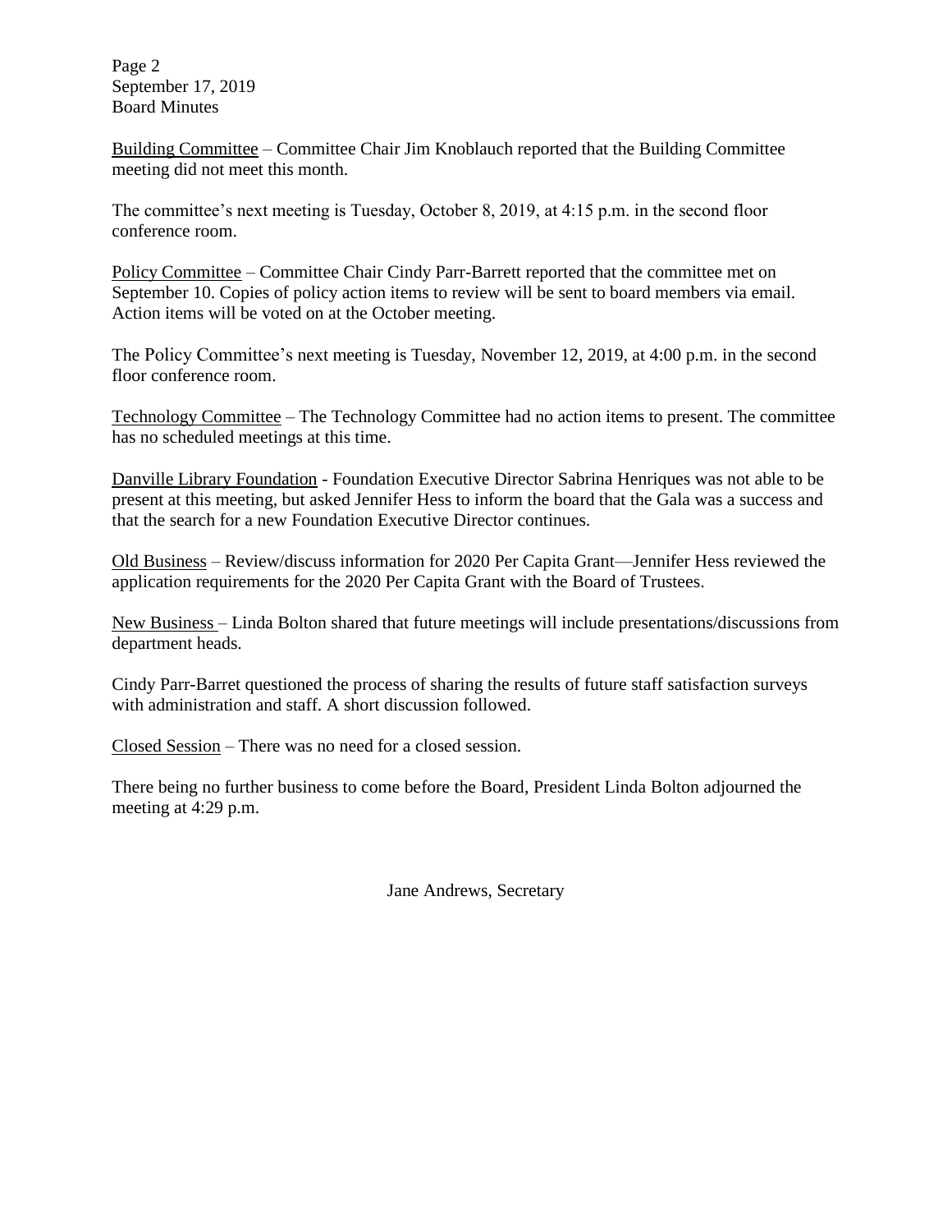Building Committee – Committee Chair Jim Knoblauch reported that the Building Committee meeting did not meet this month.

The committee's next meeting is Tuesday, October 8, 2019, at 4:15 p.m. in the second floor conference room.

Policy Committee – Committee Chair Cindy Parr-Barrett reported that the committee met on September 10. Copies of policy action items to review will be sent to board members via email. Action items will be voted on at the October meeting.

The Policy Committee's next meeting is Tuesday, November 12, 2019, at 4:00 p.m. in the second floor conference room.

Technology Committee – The Technology Committee had no action items to present. The committee has no scheduled meetings at this time.

Danville Library Foundation - Foundation Executive Director Sabrina Henriques was not able to be present at this meeting, but asked Jennifer Hess to inform the board that the Gala was a success and that the search for a new Foundation Executive Director continues.

Old Business – Review/discuss information for 2020 Per Capita Grant—Jennifer Hess reviewed the application requirements for the 2020 Per Capita Grant with the Board of Trustees.

New Business – Linda Bolton shared that future meetings will include presentations/discussions from department heads.

Cindy Parr-Barret questioned the process of sharing the results of future staff satisfaction surveys with administration and staff. A short discussion followed.

Closed Session – There was no need for a closed session.

There being no further business to come before the Board, President Linda Bolton adjourned the meeting at 4:29 p.m.

Jane Andrews, Secretary